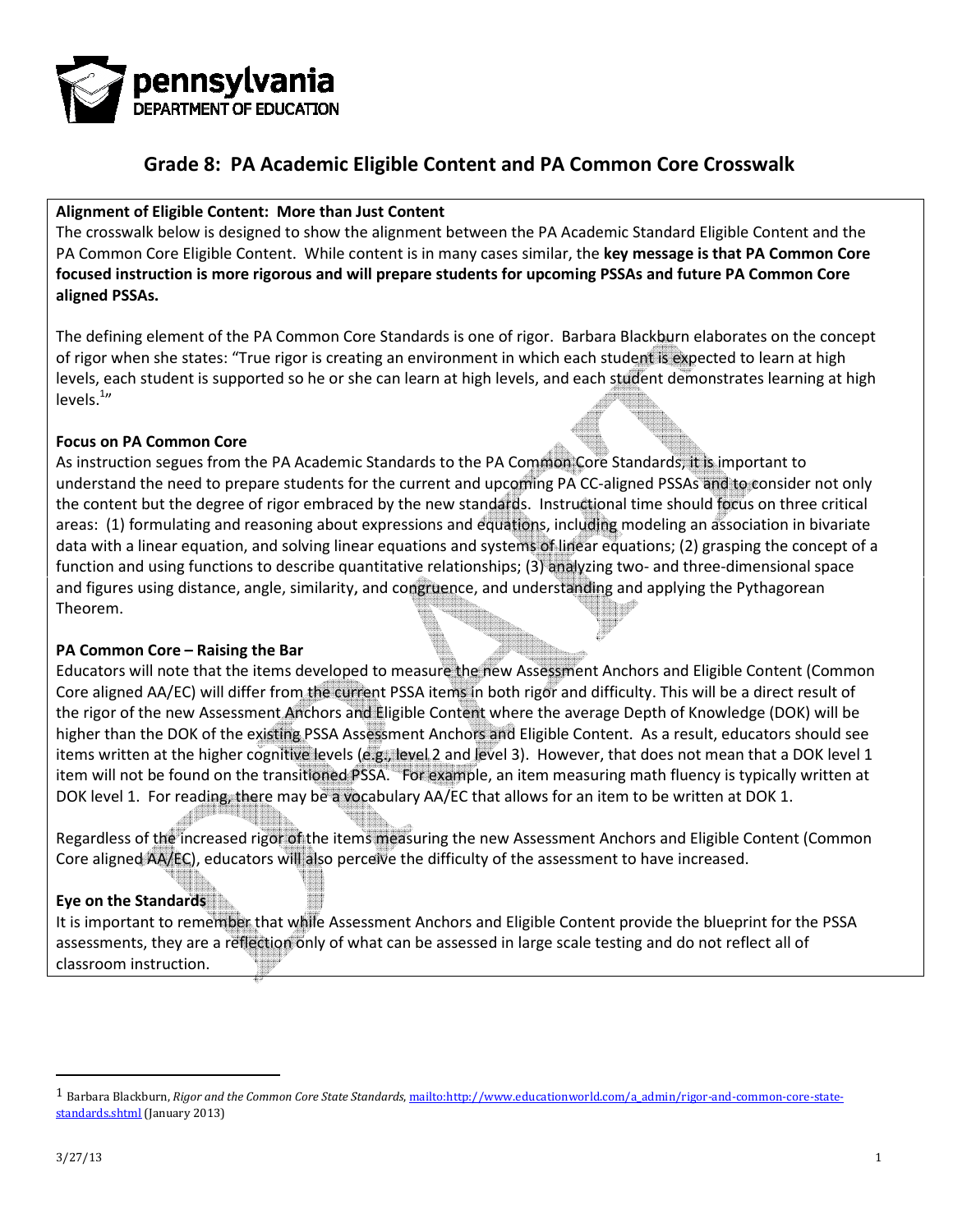pennsylvania
DEPARTMENT OF EDUCATION

# Grade 8: PA Academic Eligible Content and PA Common Core Crosswalk

**Alignment of Eligible Content: More than Just Content**

The crosswalk below is designed to show the alignment between the PA Academic Standard Eligible Content and the PA Common Core Eligible Content. While content is in many cases similar, the **key message is that PA Common Core focused instruction is more rigorous and will prepare students for upcoming PSSAs and future PA Common Core aligned PSSAs.**

The defining element of the PA Common Core Standards is one of rigor. Barbara Blackburn elaborates on the concept of rigor when she states: "True rigor is creating an environment in which each student is expected to learn at high levels, each student is supported so he or she can learn at high levels, and each student demonstrates learning at high levels.[1]"

**Focus on PA Common Core**

As instruction segues from the PA Academic Standards to the PA Common Core Standards, it is important to understand the need to prepare students for the current and upcoming PA CC-aligned PSSAs and to consider not only the content but the degree of rigor embraced by the new standards. Instructional time should focus on three critical areas: (1) formulating and reasoning about expressions and equations, including modeling an association in bivariate data with a linear equation, and solving linear equations and systems of linear equations; (2) grasping the concept of a function and using functions to describe quantitative relationships; (3) analyzing two- and three-dimensional space and figures using distance, angle, similarity, and congruence, and understanding and applying the Pythagorean Theorem.

**PA Common Core – Raising the Bar**

Educators will note that the items developed to measure the new Assessment Anchors and Eligible Content (Common Core aligned AA/EC) will differ from the current PSSA items in both rigor and difficulty. This will be a direct result of the rigor of the new Assessment Anchors and Eligible Content where the average Depth of Knowledge (DOK) will be higher than the DOK of the existing PSSA Assessment Anchors and Eligible Content. As a result, educators should see items written at the higher cognitive levels (e.g., level 2 and level 3). However, that does not mean that a DOK level 1 item will not be found on the transitioned PSSA. For example, an item measuring math fluency is typically written at DOK level 1. For reading, there may be a vocabulary AA/EC that allows for an item to be written at DOK 1.

Regardless of the increased rigor of the items measuring the new Assessment Anchors and Eligible Content (Common Core aligned AA/EC), educators will also perceive the difficulty of the assessment to have increased.

**Eye on the Standards**

It is important to remember that while Assessment Anchors and Eligible Content provide the blueprint for the PSSA assessments, they are a reflection only of what can be assessed in large scale testing and do not reflect all of classroom instruction.

---

[1] Barbara Blackburn, *Rigor and the Common Core State Standards*, mailto:http://www.educationworld.com/a_admin/rigor-and-common-core-state-standards.shtml (January 2013)

3/27/13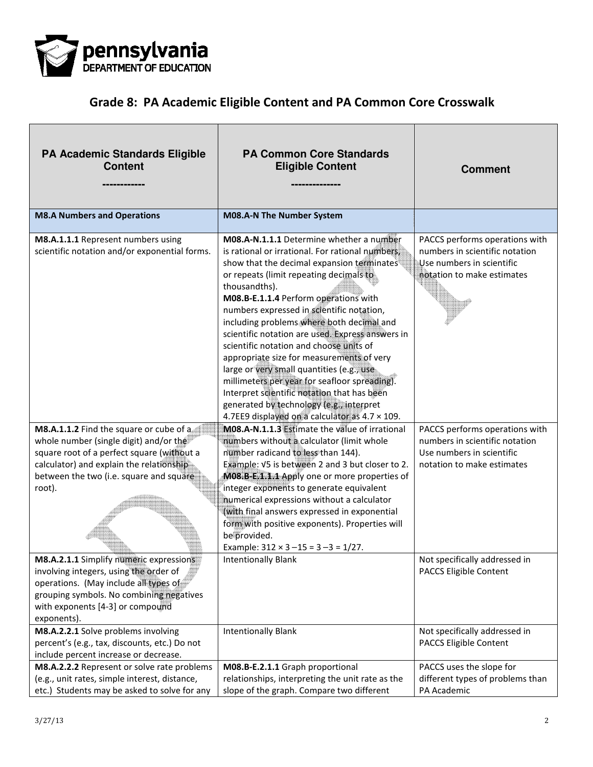# Grade 8: PA Academic Eligible Content and PA Common Core Crosswalk

| PA Academic Standards Eligible Content<br>------------ | PA Common Core Standards Eligible Content<br>------------- | Comment |
|---|---|---|
| **M8.A Numbers and Operations** | **M08.A-N The Number System** | |
| **M8.A.1.1.1** Represent numbers using scientific notation and/or exponential forms. | **M08.A-N.1.1.1** Determine whether a number is rational or irrational. For rational numbers, show that the decimal expansion terminates or repeats (limit repeating decimals to thousandths).<br>**M08.B-E.1.1.4** Perform operations with numbers expressed in scientific notation, including problems where both decimal and scientific notation are used. Express answers in scientific notation and choose units of appropriate size for measurements of very large or very small quantities (e.g., use millimeters per year for seafloor spreading). Interpret scientific notation that has been generated by technology (e.g., interpret 4.7EE9 displayed on a calculator as 4.7 × 109. | PACCS performs operations with numbers in scientific notation Use numbers in scientific notation to make estimates |
| **M8.A.1.1.2** Find the square or cube of a whole number (single digit) and/or the square root of a perfect square (without a calculator) and explain the relationship between the two (i.e. square and square root). | **M08.A-N.1.1.3** Estimate the value of irrational numbers without a calculator (limit whole number radicand to less than 144). Example: √5 is between 2 and 3 but closer to 2.<br>**M08.B-E.1.1.1** Apply one or more properties of integer exponents to generate equivalent numerical expressions without a calculator (with final answers expressed in exponential form with positive exponents). Properties will be provided.<br>Example: 312 × 3 –15 = 3 –3 = 1/27. | PACCS performs operations with numbers in scientific notation Use numbers in scientific notation to make estimates |
| **M8.A.2.1.1** Simplify numeric expressions involving integers, using the order of operations. (May include all types of grouping symbols. No combining negatives with exponents [4-3] or compound exponents). | Intentionally Blank | Not specifically addressed in PACCS Eligible Content |
| **M8.A.2.2.1** Solve problems involving percent's (e.g., tax, discounts, etc.) Do not include percent increase or decrease. | Intentionally Blank | Not specifically addressed in PACCS Eligible Content |
| **M8.A.2.2.2** Represent or solve rate problems (e.g., unit rates, simple interest, distance, etc.) Students may be asked to solve for any | **M08.B-E.2.1.1** Graph proportional relationships, interpreting the unit rate as the slope of the graph. Compare two different | PACCS uses the slope for different types of problems than PA Academic |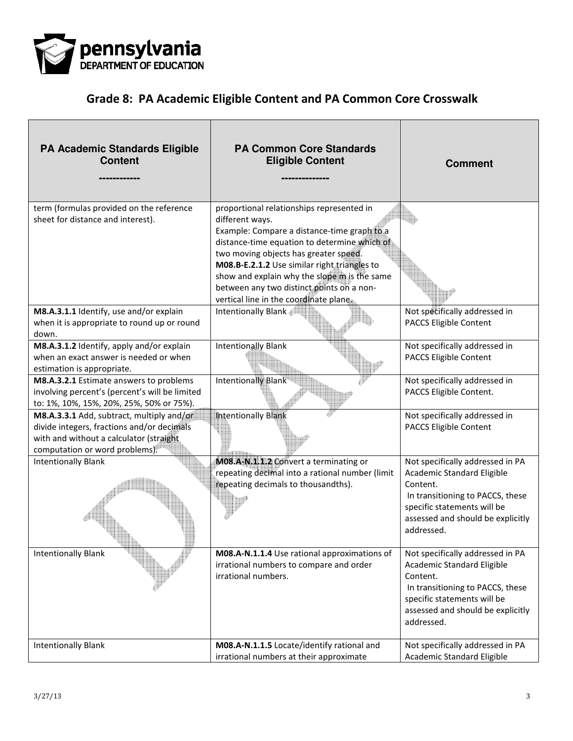## Grade 8: PA Academic Eligible Content and PA Common Core Crosswalk

| PA Academic Standards Eligible Content ------------ | PA Common Core Standards Eligible Content -------------- | Comment |
|---|---|---|
| term (formulas provided on the reference sheet for distance and interest). | proportional relationships represented in different ways. Example: Compare a distance-time graph to a distance-time equation to determine which of two moving objects has greater speed. **M08.B-E.2.1.2** Use similar right triangles to show and explain why the slope m is the same between any two distinct points on a non-vertical line in the coordinate plane. | |
| **M8.A.3.1.1** Identify, use and/or explain when it is appropriate to round up or round down. | Intentionally Blank | Not specifically addressed in PACCS Eligible Content |
| **M8.A.3.1.2** Identify, apply and/or explain when an exact answer is needed or when estimation is appropriate. | Intentionally Blank | Not specifically addressed in PACCS Eligible Content |
| **M8.A.3.2.1** Estimate answers to problems involving percent's (percent's will be limited to: 1%, 10%, 15%, 20%, 25%, 50% or 75%). | Intentionally Blank | Not specifically addressed in PACCS Eligible Content. |
| **M8.A.3.3.1** Add, subtract, multiply and/or divide integers, fractions and/or decimals with and without a calculator (straight computation or word problems). | Intentionally Blank | Not specifically addressed in PACCS Eligible Content |
| Intentionally Blank | **M08.A-N.1.1.2** Convert a terminating or repeating decimal into a rational number (limit repeating decimals to thousandths). | Not specifically addressed in PA Academic Standard Eligible Content. In transitioning to PACCS, these specific statements will be assessed and should be explicitly addressed. |
| Intentionally Blank | **M08.A-N.1.1.4** Use rational approximations of irrational numbers to compare and order irrational numbers. | Not specifically addressed in PA Academic Standard Eligible Content. In transitioning to PACCS, these specific statements will be assessed and should be explicitly addressed. |
| Intentionally Blank | **M08.A-N.1.1.5** Locate/identify rational and irrational numbers at their approximate | Not specifically addressed in PA Academic Standard Eligible |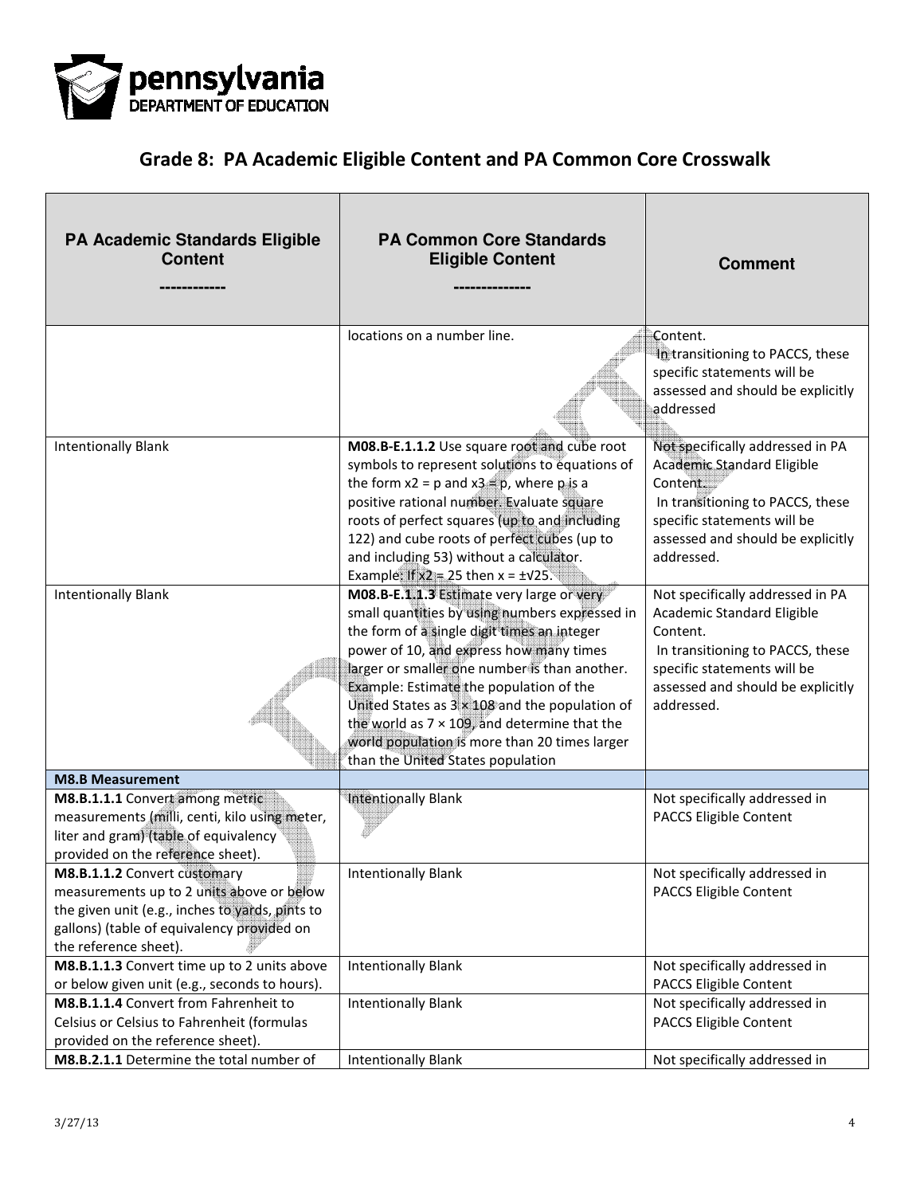## Grade 8: PA Academic Eligible Content and PA Common Core Crosswalk

| PA Academic Standards Eligible Content ------------ | PA Common Core Standards Eligible Content ------------- | Comment |
|---|---|---|
| | locations on a number line. | Content. In transitioning to PACCS, these specific statements will be assessed and should be explicitly addressed |
| Intentionally Blank | **M08.B-E.1.1.2** Use square root and cube root symbols to represent solutions to equations of the form $x2 = p$ and $x3 = p$, where p is a positive rational number. Evaluate square roots of perfect squares (up to and including 122) and cube roots of perfect cubes (up to and including 53) without a calculator. Example: If $x2 = 25$ then $x = \pm\sqrt{25}$. | Not specifically addressed in PA Academic Standard Eligible Content. In transitioning to PACCS, these specific statements will be assessed and should be explicitly addressed. |
| Intentionally Blank | **M08.B-E.1.1.3** Estimate very large or very small quantities by using numbers expressed in the form of a single digit times an integer power of 10, and express how many times larger or smaller one number is than another. Example: Estimate the population of the United States as $3 \times 108$ and the population of the world as $7 \times 109$, and determine that the world population is more than 20 times larger than the United States population | Not specifically addressed in PA Academic Standard Eligible Content. In transitioning to PACCS, these specific statements will be assessed and should be explicitly addressed. |
| **M8.B Measurement** | | |
| **M8.B.1.1.1** Convert among metric measurements (milli, centi, kilo using meter, liter and gram) (table of equivalency provided on the reference sheet). | Intentionally Blank | Not specifically addressed in PACCS Eligible Content |
| **M8.B.1.1.2** Convert customary measurements up to 2 units above or below the given unit (e.g., inches to yards, pints to gallons) (table of equivalency provided on the reference sheet). | Intentionally Blank | Not specifically addressed in PACCS Eligible Content |
| **M8.B.1.1.3** Convert time up to 2 units above or below given unit (e.g., seconds to hours). | Intentionally Blank | Not specifically addressed in PACCS Eligible Content |
| **M8.B.1.1.4** Convert from Fahrenheit to Celsius or Celsius to Fahrenheit (formulas provided on the reference sheet). | Intentionally Blank | Not specifically addressed in PACCS Eligible Content |
| **M8.B.2.1.1** Determine the total number of | Intentionally Blank | Not specifically addressed in |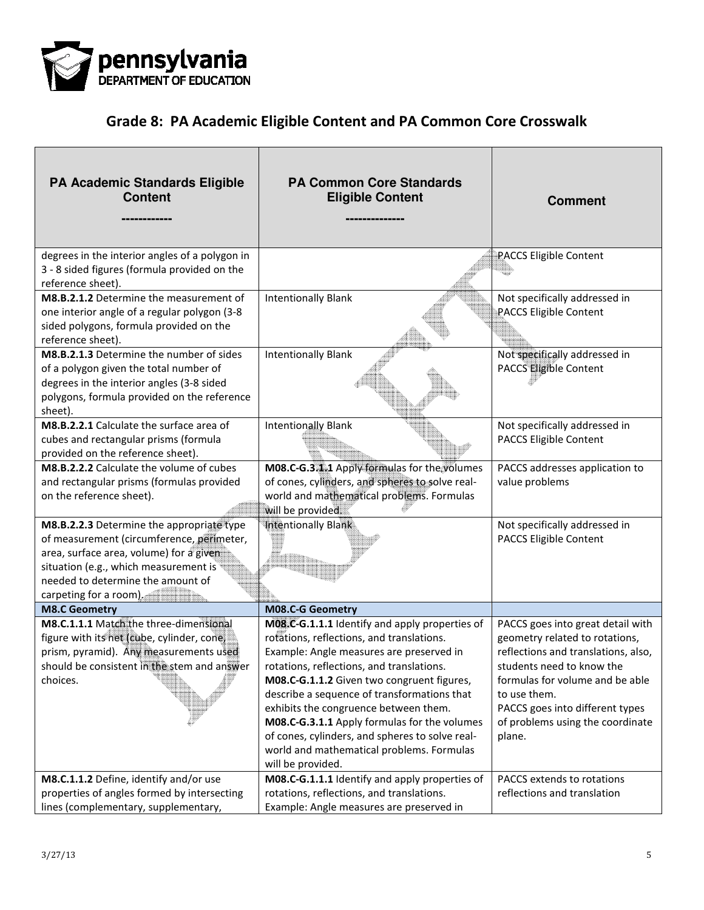## Grade 8: PA Academic Eligible Content and PA Common Core Crosswalk

| PA Academic Standards Eligible Content ------------ | PA Common Core Standards Eligible Content -------------- | Comment |
|---|---|---|
| degrees in the interior angles of a polygon in 3 - 8 sided figures (formula provided on the reference sheet). | | PACCS Eligible Content |
| **M8.B.2.1.2** Determine the measurement of one interior angle of a regular polygon (3-8 sided polygons, formula provided on the reference sheet). | Intentionally Blank | Not specifically addressed in PACCS Eligible Content |
| **M8.B.2.1.3** Determine the number of sides of a polygon given the total number of degrees in the interior angles (3-8 sided polygons, formula provided on the reference sheet). | Intentionally Blank | Not specifically addressed in PACCS Eligible Content |
| **M8.B.2.2.1** Calculate the surface area of cubes and rectangular prisms (formula provided on the reference sheet). | Intentionally Blank | Not specifically addressed in PACCS Eligible Content |
| **M8.B.2.2.2** Calculate the volume of cubes and rectangular prisms (formulas provided on the reference sheet). | **M08.C-G.3.1.1** Apply formulas for the volumes of cones, cylinders, and spheres to solve real-world and mathematical problems. Formulas will be provided. | PACCS addresses application to value problems |
| **M8.B.2.2.3** Determine the appropriate type of measurement (circumference, perimeter, area, surface area, volume) for a given situation (e.g., which measurement is needed to determine the amount of carpeting for a room). | Intentionally Blank | Not specifically addressed in PACCS Eligible Content |
| **M8.C Geometry** | **M08.C-G Geometry** | |
| **M8.C.1.1.1** Match the three-dimensional figure with its net (cube, cylinder, cone, prism, pyramid). Any measurements used should be consistent in the stem and answer choices. | **M08.C-G.1.1.1** Identify and apply properties of rotations, reflections, and translations. Example: Angle measures are preserved in rotations, reflections, and translations. **M08.C-G.1.1.2** Given two congruent figures, describe a sequence of transformations that exhibits the congruence between them. **M08.C-G.3.1.1** Apply formulas for the volumes of cones, cylinders, and spheres to solve real-world and mathematical problems. Formulas will be provided. | PACCS goes into great detail with geometry related to rotations, reflections and translations, also, students need to know the formulas for volume and be able to use them. PACCS goes into different types of problems using the coordinate plane. |
| **M8.C.1.1.2** Define, identify and/or use properties of angles formed by intersecting lines (complementary, supplementary, | **M08.C-G.1.1.1** Identify and apply properties of rotations, reflections, and translations. Example: Angle measures are preserved in | PACCS extends to rotations reflections and translation |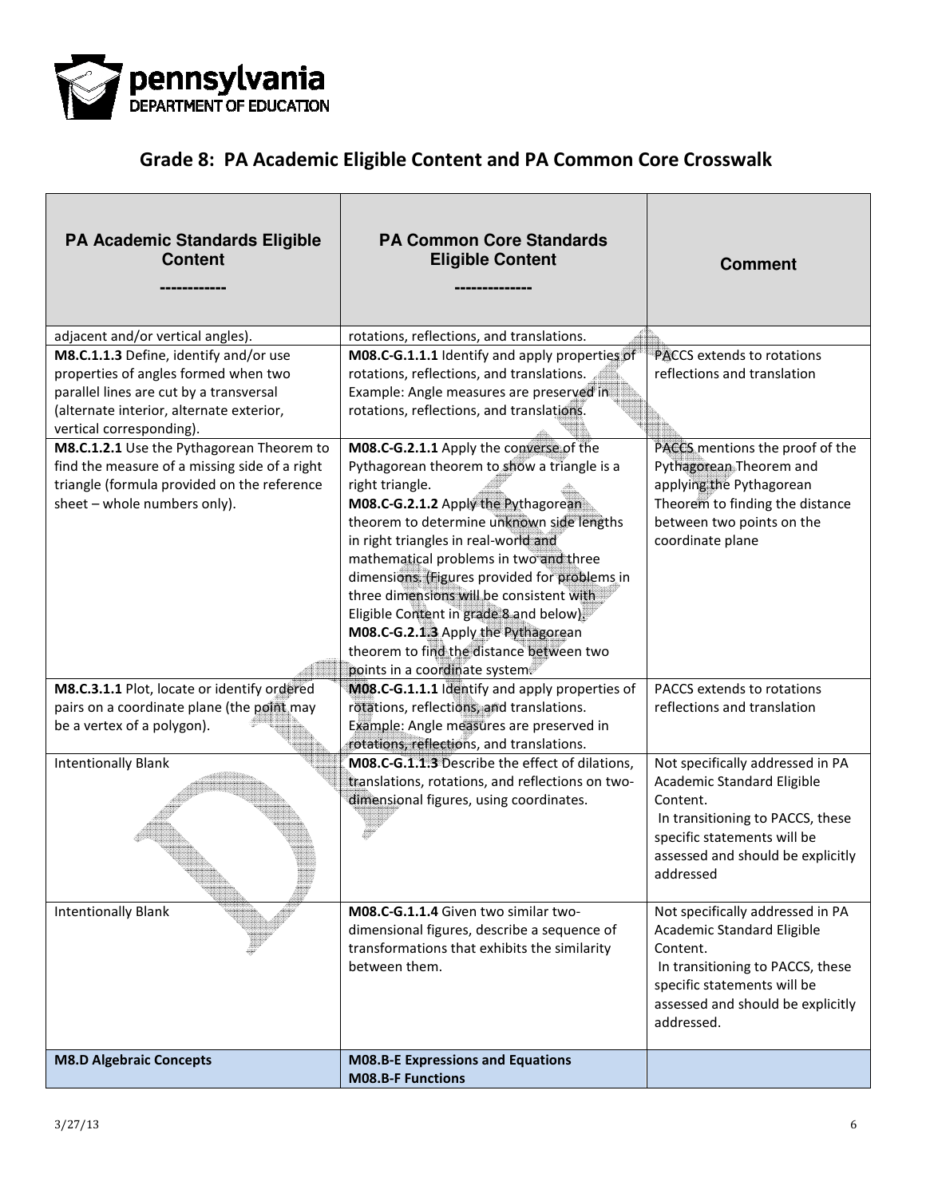## Grade 8: PA Academic Eligible Content and PA Common Core Crosswalk

| PA Academic Standards Eligible Content ------------ | PA Common Core Standards Eligible Content ------------- | Comment |
|---|---|---|
| adjacent and/or vertical angles). | rotations, reflections, and translations. | |
| **M8.C.1.1.3** Define, identify and/or use properties of angles formed when two parallel lines are cut by a transversal (alternate interior, alternate exterior, vertical corresponding). | **M08.C-G.1.1.1** Identify and apply properties of rotations, reflections, and translations. Example: Angle measures are preserved in rotations, reflections, and translations. | PACCS extends to rotations reflections and translation |
| **M8.C.1.2.1** Use the Pythagorean Theorem to find the measure of a missing side of a right triangle (formula provided on the reference sheet – whole numbers only). | **M08.C-G.2.1.1** Apply the converse of the Pythagorean theorem to show a triangle is a right triangle. **M08.C-G.2.1.2** Apply the Pythagorean theorem to determine unknown side lengths in right triangles in real-world and mathematical problems in two and three dimensions. (Figures provided for problems in three dimensions will be consistent with Eligible Content in grade 8 and below). **M08.C-G.2.1.3** Apply the Pythagorean theorem to find the distance between two points in a coordinate system. | PACCS mentions the proof of the Pythagorean Theorem and applying the Pythagorean Theorem to finding the distance between two points on the coordinate plane |
| **M8.C.3.1.1** Plot, locate or identify ordered pairs on a coordinate plane (the point may be a vertex of a polygon). | **M08.C-G.1.1.1** Identify and apply properties of rotations, reflections, and translations. Example: Angle measures are preserved in rotations, reflections, and translations. | PACCS extends to rotations reflections and translation |
| Intentionally Blank | **M08.C-G.1.1.3** Describe the effect of dilations, translations, rotations, and reflections on two-dimensional figures, using coordinates. | Not specifically addressed in PA Academic Standard Eligible Content. In transitioning to PACCS, these specific statements will be assessed and should be explicitly addressed |
| Intentionally Blank | **M08.C-G.1.1.4** Given two similar two-dimensional figures, describe a sequence of transformations that exhibits the similarity between them. | Not specifically addressed in PA Academic Standard Eligible Content. In transitioning to PACCS, these specific statements will be assessed and should be explicitly addressed. |
| **M8.D Algebraic Concepts** | **M08.B-E Expressions and Equations** **M08.B-F Functions** | |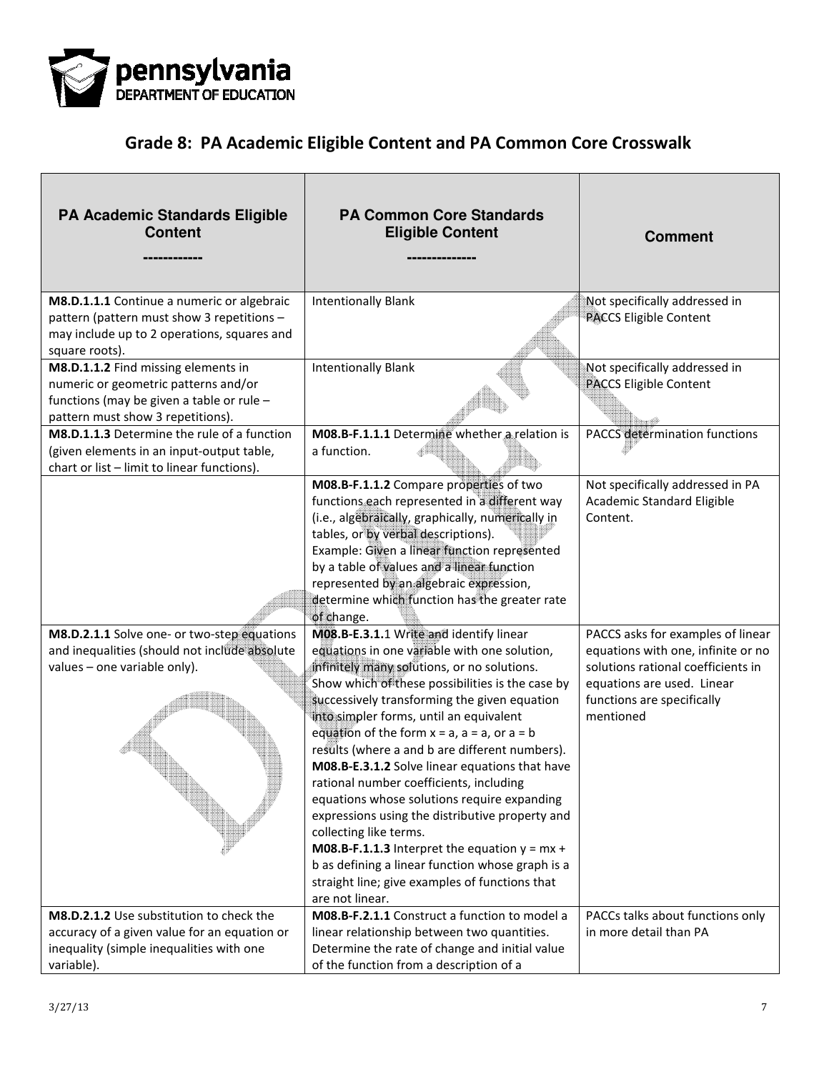## Grade 8: PA Academic Eligible Content and PA Common Core Crosswalk

| PA Academic Standards Eligible Content<br>------------ | PA Common Core Standards Eligible Content<br>-------------- | Comment |
|---|---|---|
| **M8.D.1.1.1** Continue a numeric or algebraic pattern (pattern must show 3 repetitions – may include up to 2 operations, squares and square roots). | Intentionally Blank | Not specifically addressed in PACCS Eligible Content |
| **M8.D.1.1.2** Find missing elements in numeric or geometric patterns and/or functions (may be given a table or rule – pattern must show 3 repetitions). | Intentionally Blank | Not specifically addressed in PACCS Eligible Content |
| **M8.D.1.1.3** Determine the rule of a function (given elements in an input-output table, chart or list – limit to linear functions). | **M08.B-F.1.1.1** Determine whether a relation is a function. | PACCS determination functions |
| | **M08.B-F.1.1.2** Compare properties of two functions each represented in a different way (i.e., algebraically, graphically, numerically in tables, or by verbal descriptions).<br>Example: Given a linear function represented by a table of values and a linear function represented by an algebraic expression, determine which function has the greater rate of change. | Not specifically addressed in PA Academic Standard Eligible Content. |
| **M8.D.2.1.1** Solve one- or two-step equations and inequalities (should not include absolute values – one variable only). | **M08.B-E.3.1.**1 Write and identify linear equations in one variable with one solution, infinitely many solutions, or no solutions. Show which of these possibilities is the case by successively transforming the given equation into simpler forms, until an equivalent equation of the form $x = a$, $a = a$, or $a = b$ results (where a and b are different numbers).<br>**M08.B-E.3.1.2** Solve linear equations that have rational number coefficients, including equations whose solutions require expanding expressions using the distributive property and collecting like terms.<br>**M08.B-F.1.1.3** Interpret the equation $y = mx + b$ as defining a linear function whose graph is a straight line; give examples of functions that are not linear. | PACCS asks for examples of linear equations with one, infinite or no solutions rational coefficients in equations are used. Linear functions are specifically mentioned |
| **M8.D.2.1.2** Use substitution to check the accuracy of a given value for an equation or inequality (simple inequalities with one variable). | **M08.B-F.2.1.1** Construct a function to model a linear relationship between two quantities. Determine the rate of change and initial value of the function from a description of a | PACCs talks about functions only in more detail than PA |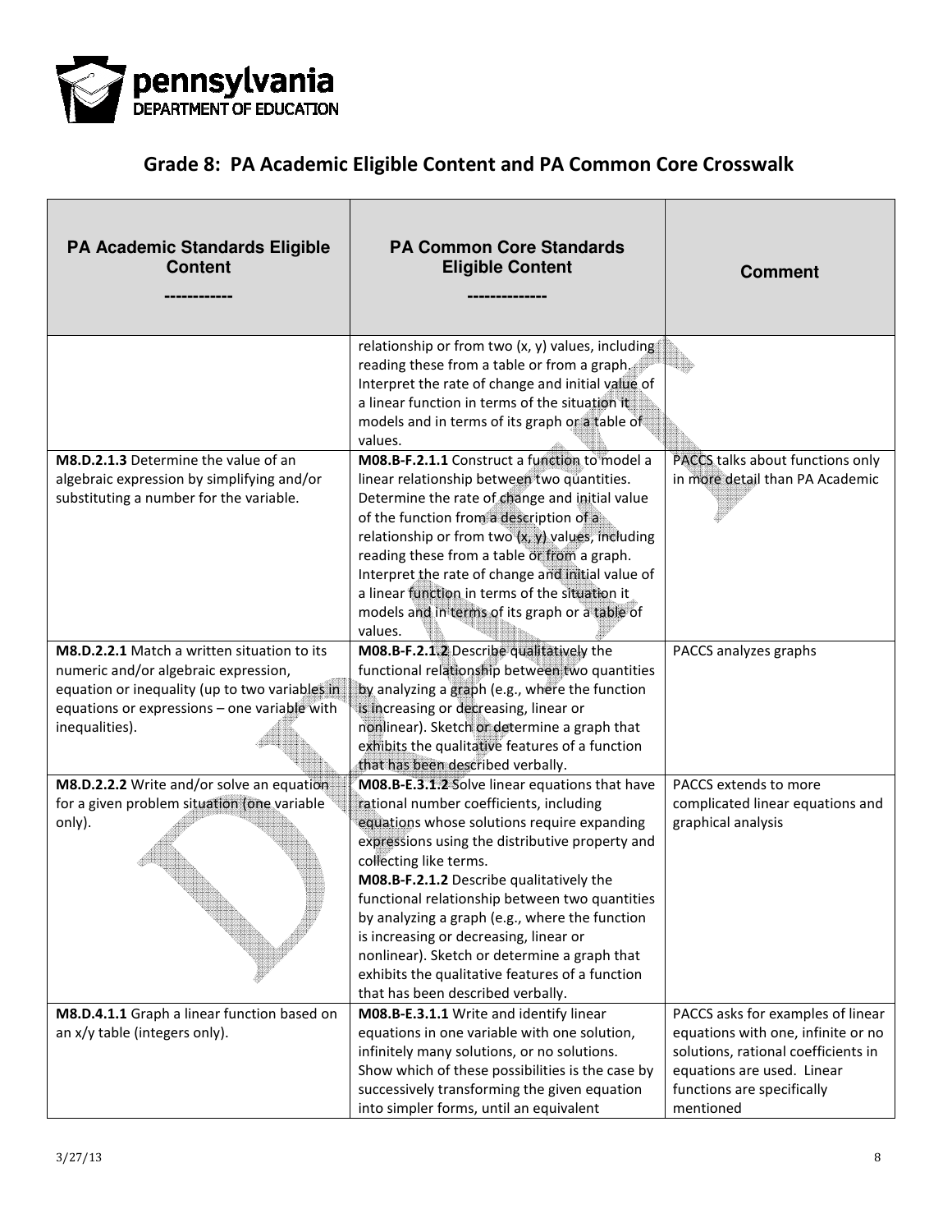# Grade 8: PA Academic Eligible Content and PA Common Core Crosswalk

| PA Academic Standards Eligible Content<br>------------ | PA Common Core Standards Eligible Content<br>-------------- | Comment |
|---|---|---|
| | relationship or from two (x, y) values, including reading these from a table or from a graph. Interpret the rate of change and initial value of a linear function in terms of the situation it models and in terms of its graph or a table of values. | |
| **M8.D.2.1.3** Determine the value of an algebraic expression by simplifying and/or substituting a number for the variable. | **M08.B-F.2.1.1** Construct a function to model a linear relationship between two quantities. Determine the rate of change and initial value of the function from a description of a relationship or from two (x, y) values, including reading these from a table or from a graph. Interpret the rate of change and initial value of a linear function in terms of the situation it models and in terms of its graph or a table of values. | PACCS talks about functions only in more detail than PA Academic |
| **M8.D.2.2.1** Match a written situation to its numeric and/or algebraic expression, equation or inequality (up to two variables in equations or expressions – one variable with inequalities). | **M08.B-F.2.1.2** Describe qualitatively the functional relationship between two quantities by analyzing a graph (e.g., where the function is increasing or decreasing, linear or nonlinear). Sketch or determine a graph that exhibits the qualitative features of a function that has been described verbally. | PACCS analyzes graphs |
| **M8.D.2.2.2** Write and/or solve an equation for a given problem situation (one variable only). | **M08.B-E.3.1.2** Solve linear equations that have rational number coefficients, including equations whose solutions require expanding expressions using the distributive property and collecting like terms.<br>**M08.B-F.2.1.2** Describe qualitatively the functional relationship between two quantities by analyzing a graph (e.g., where the function is increasing or decreasing, linear or nonlinear). Sketch or determine a graph that exhibits the qualitative features of a function that has been described verbally. | PACCS extends to more complicated linear equations and graphical analysis |
| **M8.D.4.1.1** Graph a linear function based on an x/y table (integers only). | **M08.B-E.3.1.1** Write and identify linear equations in one variable with one solution, infinitely many solutions, or no solutions. Show which of these possibilities is the case by successively transforming the given equation into simpler forms, until an equivalent | PACCS asks for examples of linear equations with one, infinite or no solutions, rational coefficients in equations are used. Linear functions are specifically mentioned |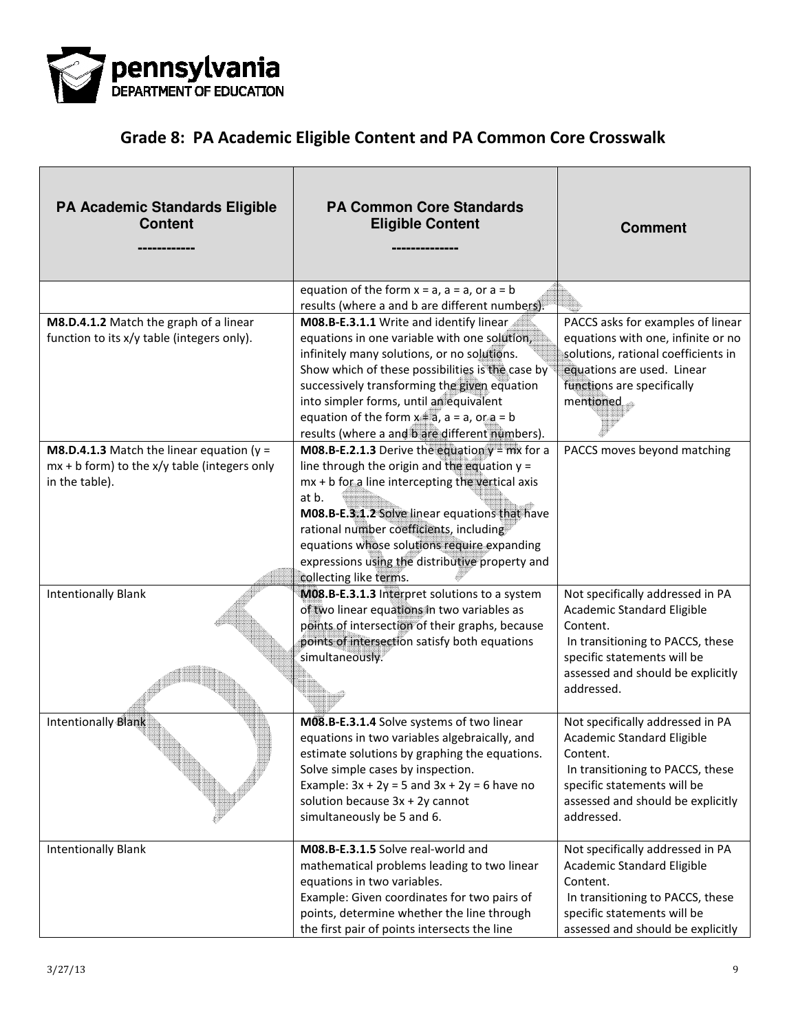# Grade 8: PA Academic Eligible Content and PA Common Core Crosswalk

| PA Academic Standards Eligible Content ------------ | PA Common Core Standards Eligible Content -------------- | Comment |
|---|---|---|
| | equation of the form $x = a$, $a = a$, or $a = b$ results (where a and b are different numbers). | |
| **M8.D.4.1.2** Match the graph of a linear function to its x/y table (integers only). | **M08.B-E.3.1.1** Write and identify linear equations in one variable with one solution, infinitely many solutions, or no solutions. Show which of these possibilities is the case by successively transforming the given equation into simpler forms, until an equivalent equation of the form $x = a$, $a = a$, or $a = b$ results (where a and b are different numbers). | PACCS asks for examples of linear equations with one, infinite or no solutions, rational coefficients in equations are used. Linear functions are specifically mentioned |
| **M8.D.4.1.3** Match the linear equation ($y = mx + b$ form) to the x/y table (integers only in the table). | **M08.B-E.2.1.3** Derive the equation $y = mx$ for a line through the origin and the equation $y = mx + b$ for a line intercepting the vertical axis at b. **M08.B-E.3.1.2** Solve linear equations that have rational number coefficients, including equations whose solutions require expanding expressions using the distributive property and collecting like terms. | PACCS moves beyond matching |
| Intentionally Blank | **M08.B-E.3.1.3** Interpret solutions to a system of two linear equations in two variables as points of intersection of their graphs, because points of intersection satisfy both equations simultaneously. | Not specifically addressed in PA Academic Standard Eligible Content. In transitioning to PACCS, these specific statements will be assessed and should be explicitly addressed. |
| Intentionally Blank | **M08.B-E.3.1.4** Solve systems of two linear equations in two variables algebraically, and estimate solutions by graphing the equations. Solve simple cases by inspection. Example: $3x + 2y = 5$ and $3x + 2y = 6$ have no solution because $3x + 2y$ cannot simultaneously be 5 and 6. | Not specifically addressed in PA Academic Standard Eligible Content. In transitioning to PACCS, these specific statements will be assessed and should be explicitly addressed. |
| Intentionally Blank | **M08.B-E.3.1.5** Solve real-world and mathematical problems leading to two linear equations in two variables. Example: Given coordinates for two pairs of points, determine whether the line through the first pair of points intersects the line | Not specifically addressed in PA Academic Standard Eligible Content. In transitioning to PACCS, these specific statements will be assessed and should be explicitly |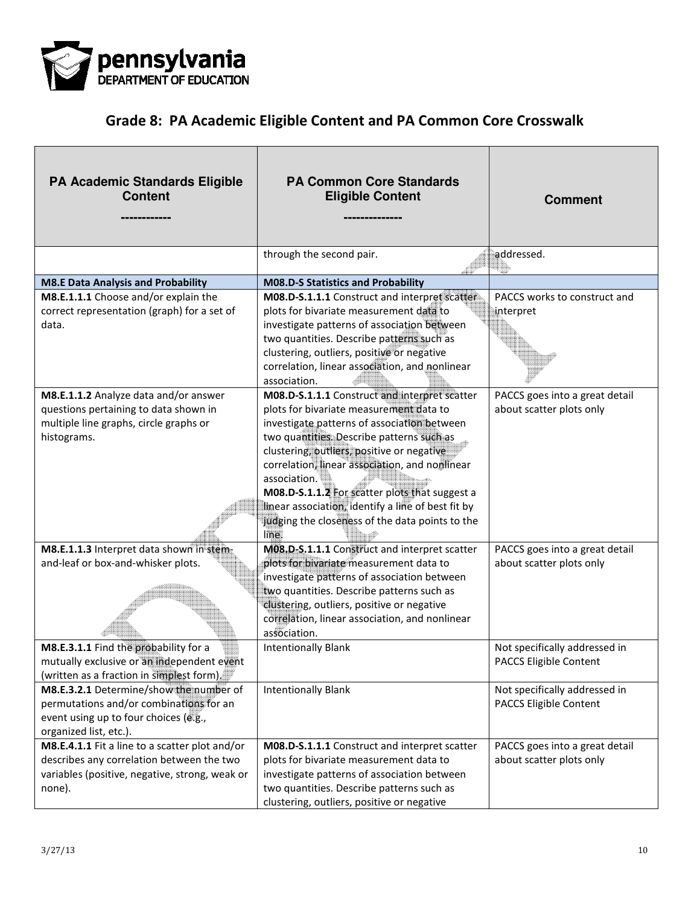# Grade 8: PA Academic Eligible Content and PA Common Core Crosswalk

| PA Academic Standards Eligible Content ------------ | PA Common Core Standards Eligible Content ------------- | Comment |
|---|---|---|
| | through the second pair. | addressed. |
| **M8.E Data Analysis and Probability** | **M08.D-S Statistics and Probability** | |
| **M8.E.1.1.1** Choose and/or explain the correct representation (graph) for a set of data. | **M08.D-S.1.1.1** Construct and interpret scatter plots for bivariate measurement data to investigate patterns of association between two quantities. Describe patterns such as clustering, outliers, positive or negative correlation, linear association, and nonlinear association. | PACCS works to construct and interpret |
| **M8.E.1.1.2** Analyze data and/or answer questions pertaining to data shown in multiple line graphs, circle graphs or histograms. | **M08.D-S.1.1.1** Construct and interpret scatter plots for bivariate measurement data to investigate patterns of association between two quantities. Describe patterns such as clustering, outliers, positive or negative correlation, linear association, and nonlinear association. **M08.D-S.1.1.2** For scatter plots that suggest a linear association, identify a line of best fit by judging the closeness of the data points to the line. | PACCS goes into a great detail about scatter plots only |
| **M8.E.1.1.3** Interpret data shown in stem-and-leaf or box-and-whisker plots. | **M08.D-S.1.1.1** Construct and interpret scatter plots for bivariate measurement data to investigate patterns of association between two quantities. Describe patterns such as clustering, outliers, positive or negative correlation, linear association, and nonlinear association. | PACCS goes into a great detail about scatter plots only |
| **M8.E.3.1.1** Find the probability for a mutually exclusive or an independent event (written as a fraction in simplest form). | Intentionally Blank | Not specifically addressed in PACCS Eligible Content |
| **M8.E.3.2.1** Determine/show the number of permutations and/or combinations for an event using up to four choices (e.g., organized list, etc.). | Intentionally Blank | Not specifically addressed in PACCS Eligible Content |
| **M8.E.4.1.1** Fit a line to a scatter plot and/or describes any correlation between the two variables (positive, negative, strong, weak or none). | **M08.D-S.1.1.1** Construct and interpret scatter plots for bivariate measurement data to investigate patterns of association between two quantities. Describe patterns such as clustering, outliers, positive or negative | PACCS goes into a great detail about scatter plots only |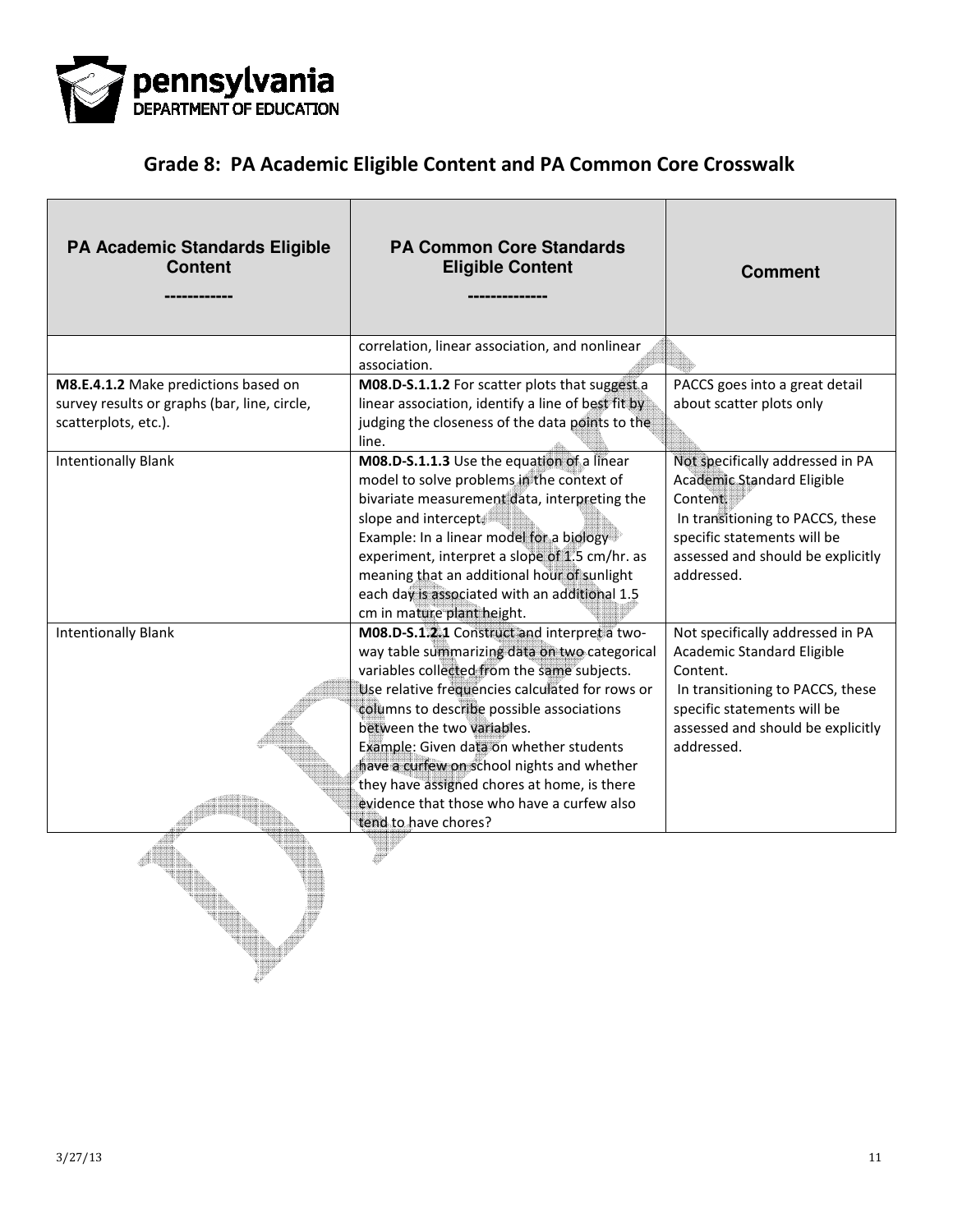# Grade 8: PA Academic Eligible Content and PA Common Core Crosswalk

| PA Academic Standards Eligible Content ------------ | PA Common Core Standards Eligible Content -------------- | Comment |
|---|---|---|
| | correlation, linear association, and nonlinear association. | |
| **M8.E.4.1.2** Make predictions based on survey results or graphs (bar, line, circle, scatterplots, etc.). | **M08.D-S.1.1.2** For scatter plots that suggest a linear association, identify a line of best fit by judging the closeness of the data points to the line. | PACCS goes into a great detail about scatter plots only |
| Intentionally Blank | **M08.D-S.1.1.3** Use the equation of a linear model to solve problems in the context of bivariate measurement data, interpreting the slope and intercept. Example: In a linear model for a biology experiment, interpret a slope of 1.5 cm/hr. as meaning that an additional hour of sunlight each day is associated with an additional 1.5 cm in mature plant height. | Not specifically addressed in PA Academic Standard Eligible Content. In transitioning to PACCS, these specific statements will be assessed and should be explicitly addressed. |
| Intentionally Blank | **M08.D-S.1.2.1** Construct and interpret a two-way table summarizing data on two categorical variables collected from the same subjects. Use relative frequencies calculated for rows or columns to describe possible associations between the two variables. Example: Given data on whether students have a curfew on school nights and whether they have assigned chores at home, is there evidence that those who have a curfew also tend to have chores? | Not specifically addressed in PA Academic Standard Eligible Content. In transitioning to PACCS, these specific statements will be assessed and should be explicitly addressed. |

3/27/13